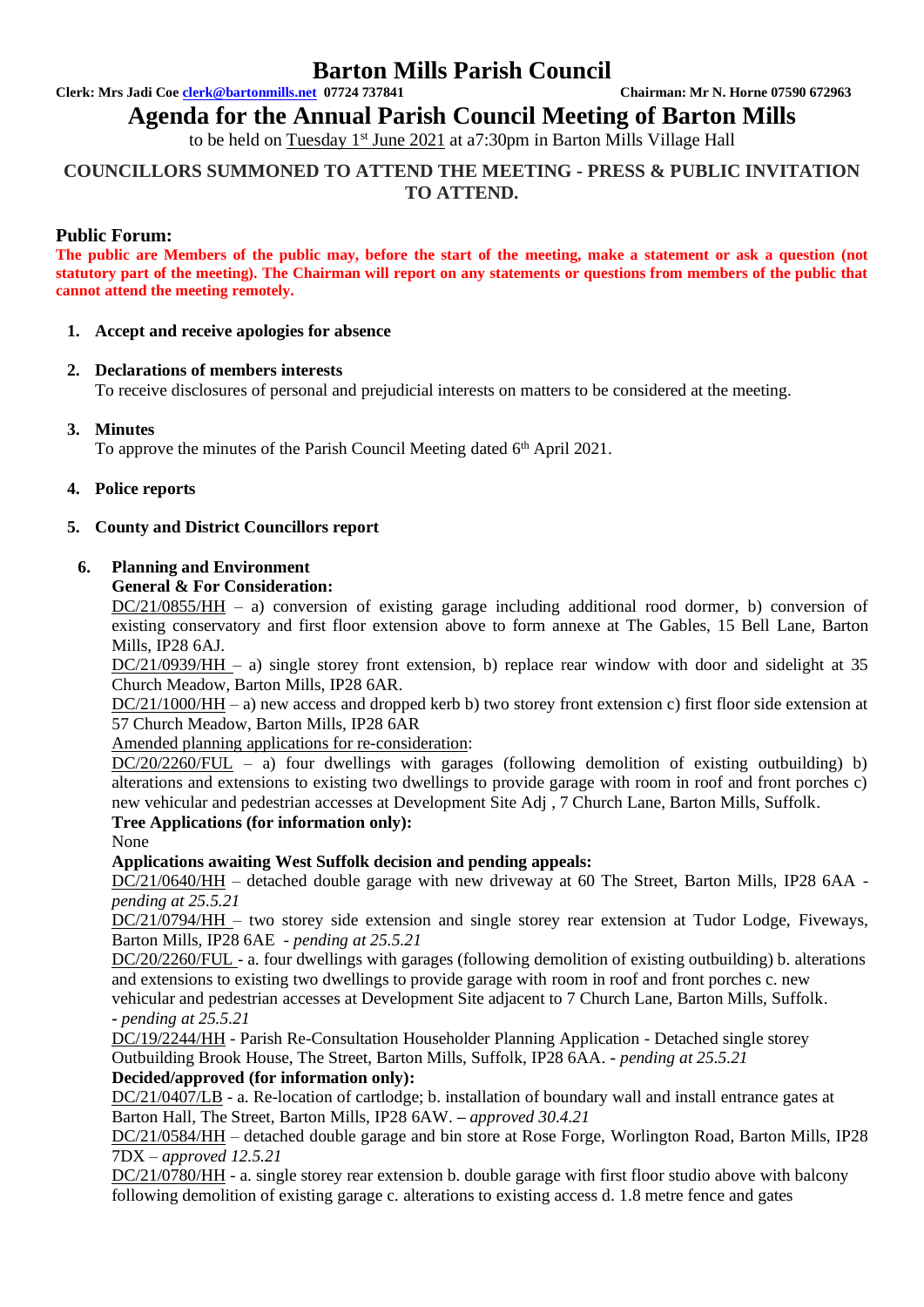# Barton Mills Parish Council

**Clerk: Mrs Jadi Coe clerk@bartonmills.net 07724 737841** **Chairman: Mr N. Horne 07590 672963**

## Agenda for the Annual Parish Council Meeting of Barton Mills

to be held on Tuesday 1st June 2021 at a7:30pm in Barton Mills Village Hall

### COUNCILLORS SUMMONED TO ATTEND THE MEETING - PRESS & PUBLIC INVITATION TO ATTEND.

### Public Forum:

**The public are Members of the public may, before the start of the meeting, make a statement or ask a question (not statutory part of the meeting). The Chairman will report on any statements or questions from members of the public that cannot attend the meeting remotely.**

1. **Accept and receive apologies for absence**

2. **Declarations of members interests**
   To receive disclosures of personal and prejudicial interests on matters to be considered at the meeting.

3. **Minutes**
   To approve the minutes of the Parish Council Meeting dated 6th April 2021.

4. **Police reports**

5. **County and District Councillors report**

6. **Planning and Environment**
   **General & For Consideration:**
   DC/21/0855/HH – a) conversion of existing garage including additional rood dormer, b) conversion of existing conservatory and first floor extension above to form annexe at The Gables, 15 Bell Lane, Barton Mills, IP28 6AJ.
   DC/21/0939/HH – a) single storey front extension, b) replace rear window with door and sidelight at 35 Church Meadow, Barton Mills, IP28 6AR.
   DC/21/1000/HH – a) new access and dropped kerb b) two storey front extension c) first floor side extension at 57 Church Meadow, Barton Mills, IP28 6AR
   Amended planning applications for re-consideration:
   DC/20/2260/FUL – a) four dwellings with garages (following demolition of existing outbuilding) b) alterations and extensions to existing two dwellings to provide garage with room in roof and front porches c) new vehicular and pedestrian accesses at Development Site Adj , 7 Church Lane, Barton Mills, Suffolk.
   **Tree Applications (for information only):**
   None
   **Applications awaiting West Suffolk decision and pending appeals:**
   DC/21/0640/HH – detached double garage with new driveway at 60 The Street, Barton Mills, IP28 6AA - *pending at 25.5.21*
   DC/21/0794/HH – two storey side extension and single storey rear extension at Tudor Lodge, Fiveways, Barton Mills, IP28 6AE - *pending at 25.5.21*
   DC/20/2260/FUL - a. four dwellings with garages (following demolition of existing outbuilding) b. alterations and extensions to existing two dwellings to provide garage with room in roof and front porches c. new vehicular and pedestrian accesses at Development Site adjacent to 7 Church Lane, Barton Mills, Suffolk. - *pending at 25.5.21*
   DC/19/2244/HH - Parish Re-Consultation Householder Planning Application - Detached single storey Outbuilding Brook House, The Street, Barton Mills, Suffolk, IP28 6AA. - *pending at 25.5.21*
   **Decided/approved (for information only):**
   DC/21/0407/LB - a. Re-location of cartlodge; b. installation of boundary wall and install entrance gates at Barton Hall, The Street, Barton Mills, IP28 6AW. – *approved 30.4.21*
   DC/21/0584/HH – detached double garage and bin store at Rose Forge, Worlington Road, Barton Mills, IP28 7DX – *approved 12.5.21*
   DC/21/0780/HH - a. single storey rear extension b. double garage with first floor studio above with balcony following demolition of existing garage c. alterations to existing access d. 1.8 metre fence and gates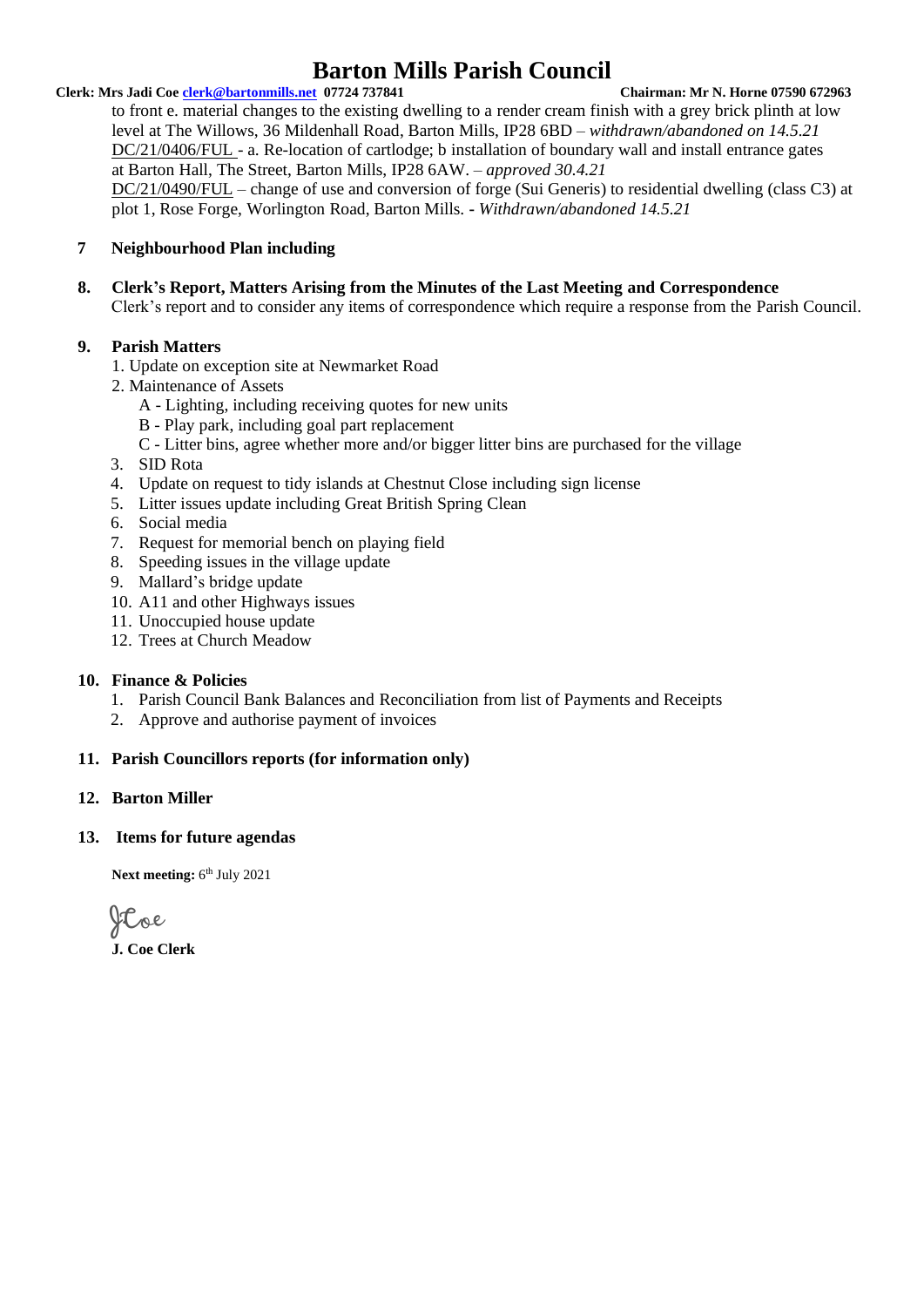# Barton Mills Parish Council

**Clerk: Mrs Jadi Coe clerk@bartonmills.net 07724 737841** **Chairman: Mr N. Horne 07590 672963**

to front e. material changes to the existing dwelling to a render cream finish with a grey brick plinth at low level at The Willows, 36 Mildenhall Road, Barton Mills, IP28 6BD – *withdrawn/abandoned on 14.5.21*

DC/21/0406/FUL - a. Re-location of cartlodge; b installation of boundary wall and install entrance gates at Barton Hall, The Street, Barton Mills, IP28 6AW. – *approved 30.4.21*

DC/21/0490/FUL – change of use and conversion of forge (Sui Generis) to residential dwelling (class C3) at plot 1, Rose Forge, Worlington Road, Barton Mills. - *Withdrawn/abandoned 14.5.21*

**7 Neighbourhood Plan including**

**8. Clerk's Report, Matters Arising from the Minutes of the Last Meeting and Correspondence**

Clerk's report and to consider any items of correspondence which require a response from the Parish Council.

**9. Parish Matters**

1. Update on exception site at Newmarket Road
2. Maintenance of Assets
   - A - Lighting, including receiving quotes for new units
   - B - Play park, including goal part replacement
   - C - Litter bins, agree whether more and/or bigger litter bins are purchased for the village
3. SID Rota
4. Update on request to tidy islands at Chestnut Close including sign license
5. Litter issues update including Great British Spring Clean
6. Social media
7. Request for memorial bench on playing field
8. Speeding issues in the village update
9. Mallard's bridge update
10. A11 and other Highways issues
11. Unoccupied house update
12. Trees at Church Meadow

**10. Finance & Policies**

1. Parish Council Bank Balances and Reconciliation from list of Payments and Receipts
2. Approve and authorise payment of invoices

**11. Parish Councillors reports (for information only)**

**12. Barton Miller**

**13. Items for future agendas**

**Next meeting:** 6th July 2021

JCoe

**J. Coe Clerk**